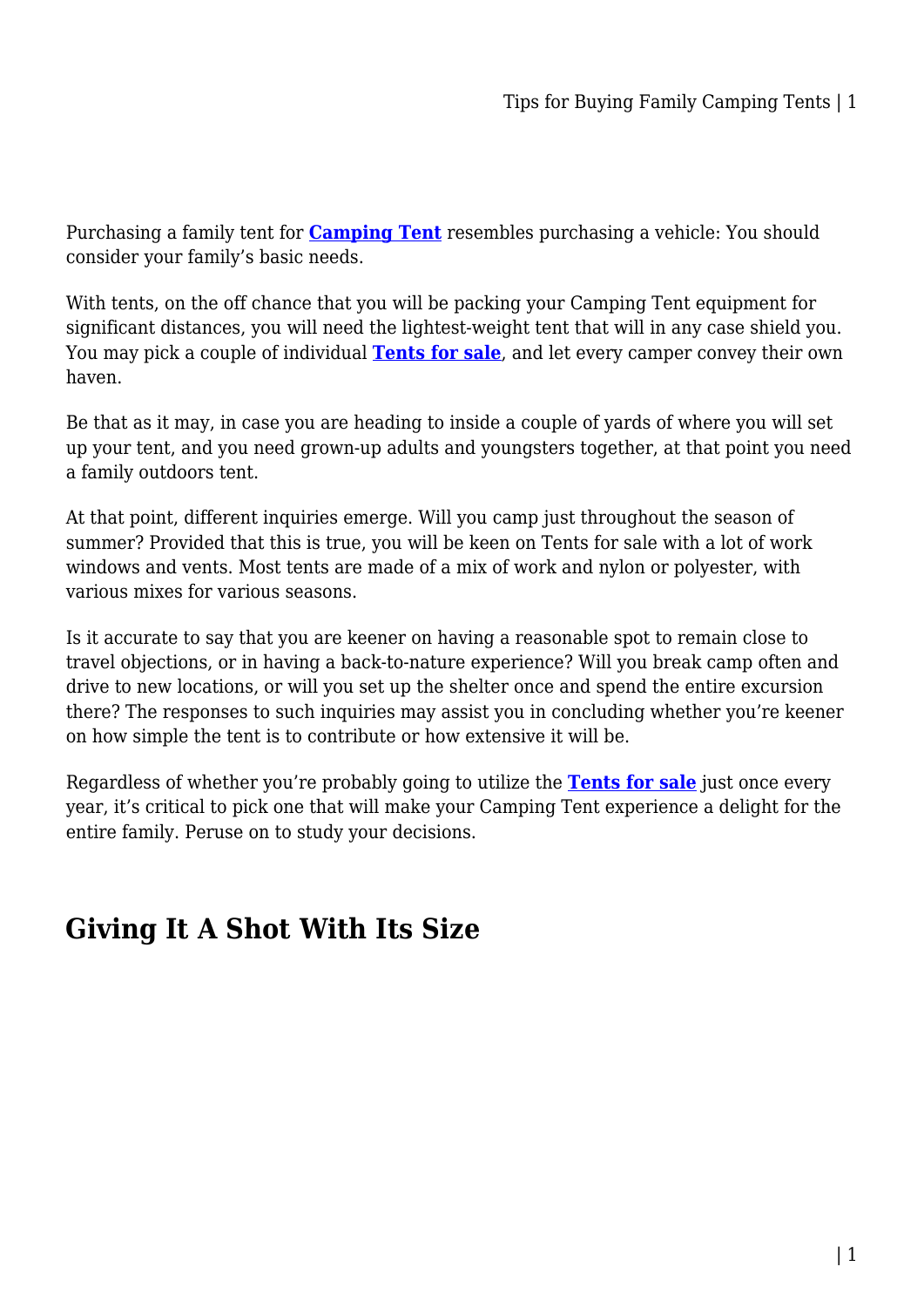Purchasing a family tent for **Camping Tent** resembles purchasing a vehicle: You should consider your family's basic needs.

With tents, on the off chance that you will be packing your Camping Tent equipment for significant distances, you will need the lightest-weight tent that will in any case shield you. You may pick a couple of individual **Tents for sale**, and let every camper convey their own haven.

Be that as it may, in case you are heading to inside a couple of yards of where you will set up your tent, and you need grown-up adults and youngsters together, at that point you need a family outdoors tent.

At that point, different inquiries emerge. Will you camp just throughout the season of summer? Provided that this is true, you will be keen on Tents for sale with a lot of work windows and vents. Most tents are made of a mix of work and nylon or polyester, with various mixes for various seasons.

Is it accurate to say that you are keener on having a reasonable spot to remain close to travel objections, or in having a back-to-nature experience? Will you break camp often and drive to new locations, or will you set up the shelter once and spend the entire excursion there? The responses to such inquiries may assist you in concluding whether you're keener on how simple the tent is to contribute or how extensive it will be.

Regardless of whether you're probably going to utilize the **Tents for sale** just once every year, it's critical to pick one that will make your Camping Tent experience a delight for the entire family. Peruse on to study your decisions.

## Giving It A Shot With Its Size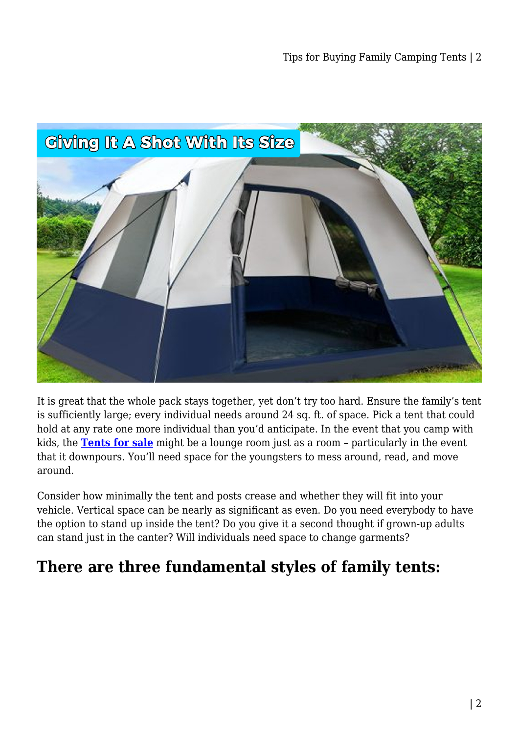It is great that the whole pack stays together, yet don't try too hard. Ensure the family's tent is sufficiently large; every individual needs around 24 sq. ft. of space. Pick a tent that could hold at any rate one more individual than you'd anticipate. In the event that you camp with kids, the **Tents for sale** might be a lounge room just as a room – particularly in the event that it downpours. You'll need space for the youngsters to mess around, read, and move around.

Consider how minimally the tent and posts crease and whether they will fit into your vehicle. Vertical space can be nearly as significant as even. Do you need everybody to have the option to stand up inside the tent? Do you give it a second thought if grown-up adults can stand just in the canter? Will individuals need space to change garments?

## There are three fundamental styles of family tents: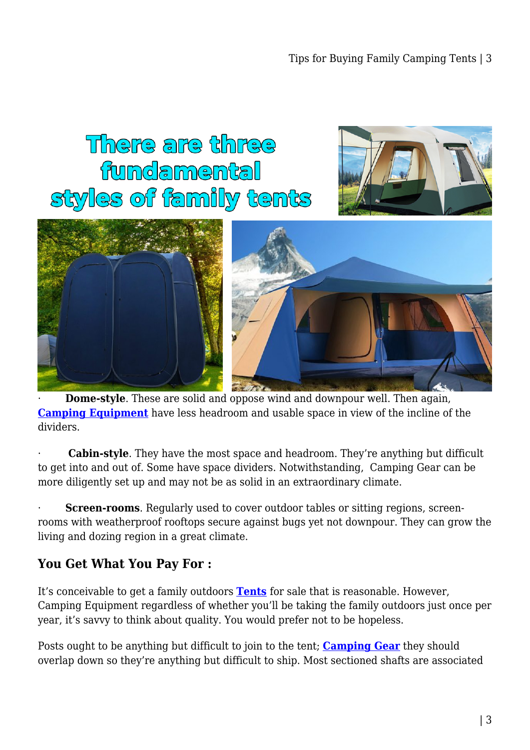· **Dome-style**. These are solid and oppose wind and downpour well. Then again, **[Camping Equipment]** have less headroom and usable space in view of the incline of the dividers.

· **Cabin-style**. They have the most space and headroom. They're anything but difficult to get into and out of. Some have space dividers. Notwithstanding, Camping Gear can be more diligently set up and may not be as solid in an extraordinary climate.

· **Screen-rooms**. Regularly used to cover outdoor tables or sitting regions, screen-rooms with weatherproof rooftops secure against bugs yet not downpour. They can grow the living and dozing region in a great climate.

### You Get What You Pay For :

It's conceivable to get a family outdoors **[Tents]** for sale that is reasonable. However, Camping Equipment regardless of whether you'll be taking the family outdoors just once per year, it's savvy to think about quality. You would prefer not to be hopeless.

Posts ought to be anything but difficult to join to the tent; **[Camping Gear]** they should overlap down so they're anything but difficult to ship. Most sectioned shafts are associated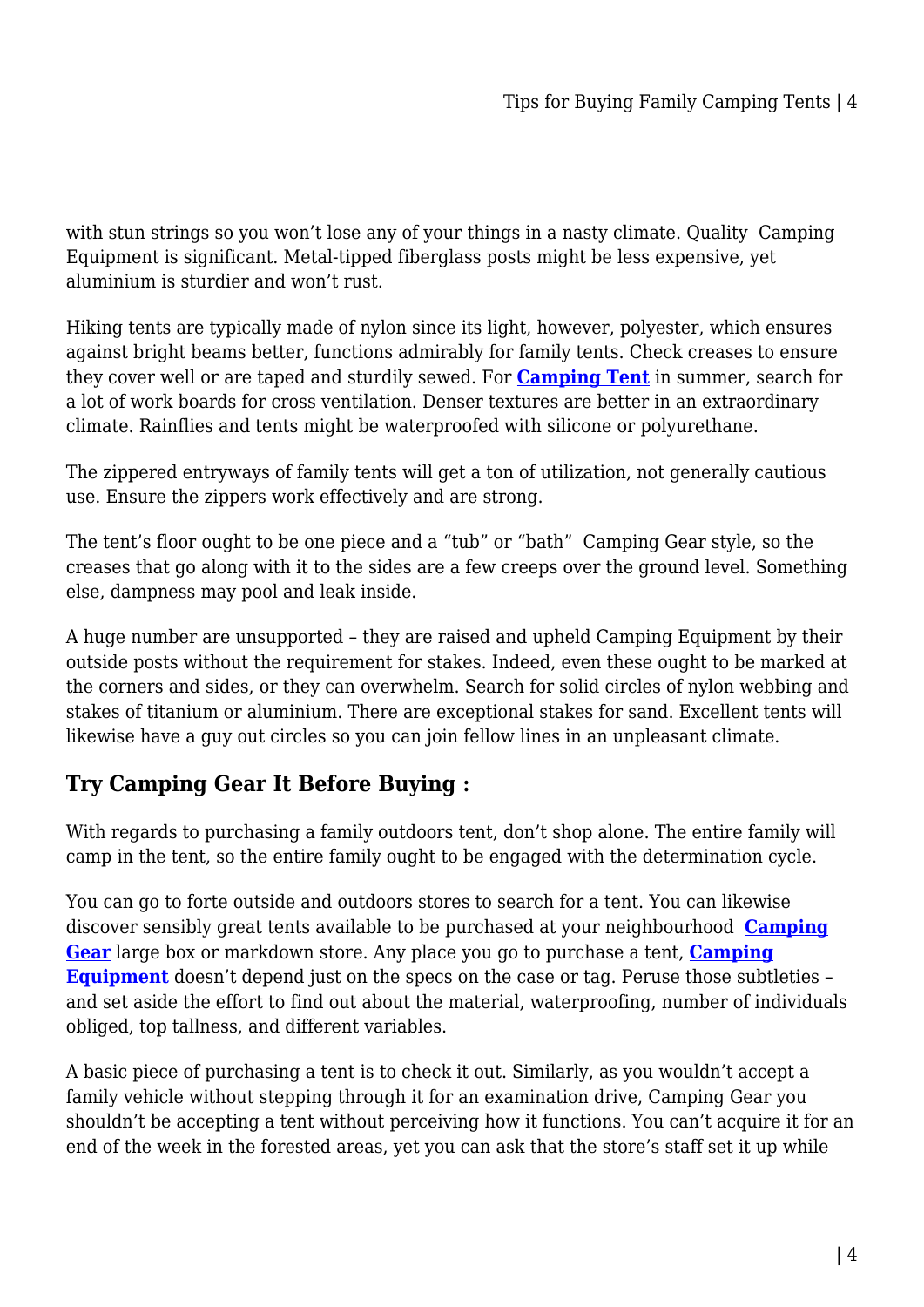with stun strings so you won't lose any of your things in a nasty climate. Quality Camping Equipment is significant. Metal-tipped fiberglass posts might be less expensive, yet aluminium is sturdier and won't rust.

Hiking tents are typically made of nylon since its light, however, polyester, which ensures against bright beams better, functions admirably for family tents. Check creases to ensure they cover well or are taped and sturdily sewed. For **Camping Tent** in summer, search for a lot of work boards for cross ventilation. Denser textures are better in an extraordinary climate. Rainflies and tents might be waterproofed with silicone or polyurethane.

The zippered entryways of family tents will get a ton of utilization, not generally cautious use. Ensure the zippers work effectively and are strong.

The tent's floor ought to be one piece and a "tub" or "bath" Camping Gear style, so the creases that go along with it to the sides are a few creeps over the ground level. Something else, dampness may pool and leak inside.

A huge number are unsupported – they are raised and upheld Camping Equipment by their outside posts without the requirement for stakes. Indeed, even these ought to be marked at the corners and sides, or they can overwhelm. Search for solid circles of nylon webbing and stakes of titanium or aluminium. There are exceptional stakes for sand. Excellent tents will likewise have a guy out circles so you can join fellow lines in an unpleasant climate.

## Try Camping Gear It Before Buying :

With regards to purchasing a family outdoors tent, don't shop alone. The entire family will camp in the tent, so the entire family ought to be engaged with the determination cycle.

You can go to forte outside and outdoors stores to search for a tent. You can likewise discover sensibly great tents available to be purchased at your neighbourhood **Camping Gear** large box or markdown store. Any place you go to purchase a tent, **Camping Equipment** doesn't depend just on the specs on the case or tag. Peruse those subtleties – and set aside the effort to find out about the material, waterproofing, number of individuals obliged, top tallness, and different variables.

A basic piece of purchasing a tent is to check it out. Similarly, as you wouldn't accept a family vehicle without stepping through it for an examination drive, Camping Gear you shouldn't be accepting a tent without perceiving how it functions. You can't acquire it for an end of the week in the forested areas, yet you can ask that the store's staff set it up while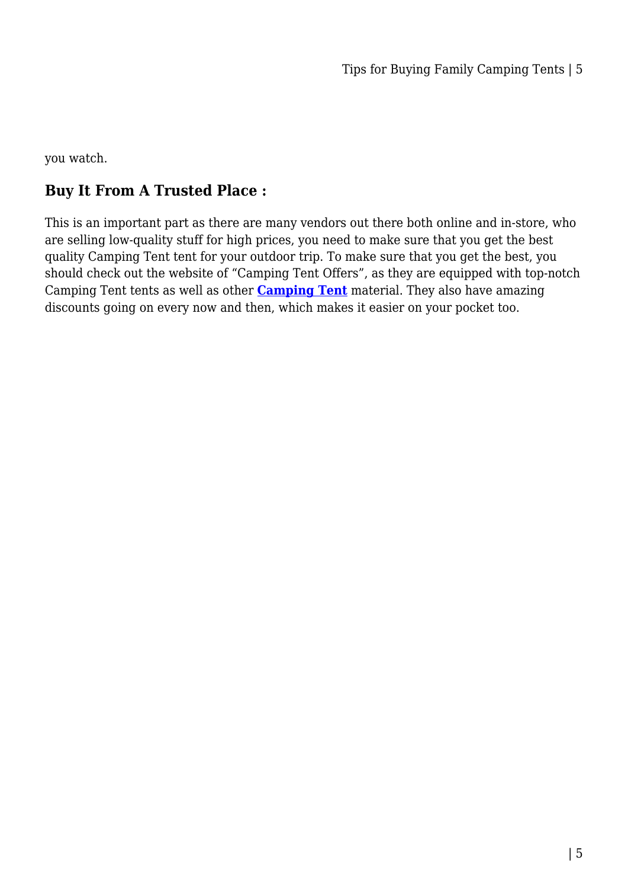you watch.

## Buy It From A Trusted Place :

This is an important part as there are many vendors out there both online and in-store, who are selling low-quality stuff for high prices, you need to make sure that you get the best quality Camping Tent tent for your outdoor trip. To make sure that you get the best, you should check out the website of "Camping Tent Offers", as they are equipped with top-notch Camping Tent tents as well as other **Camping Tent** material. They also have amazing discounts going on every now and then, which makes it easier on your pocket too.